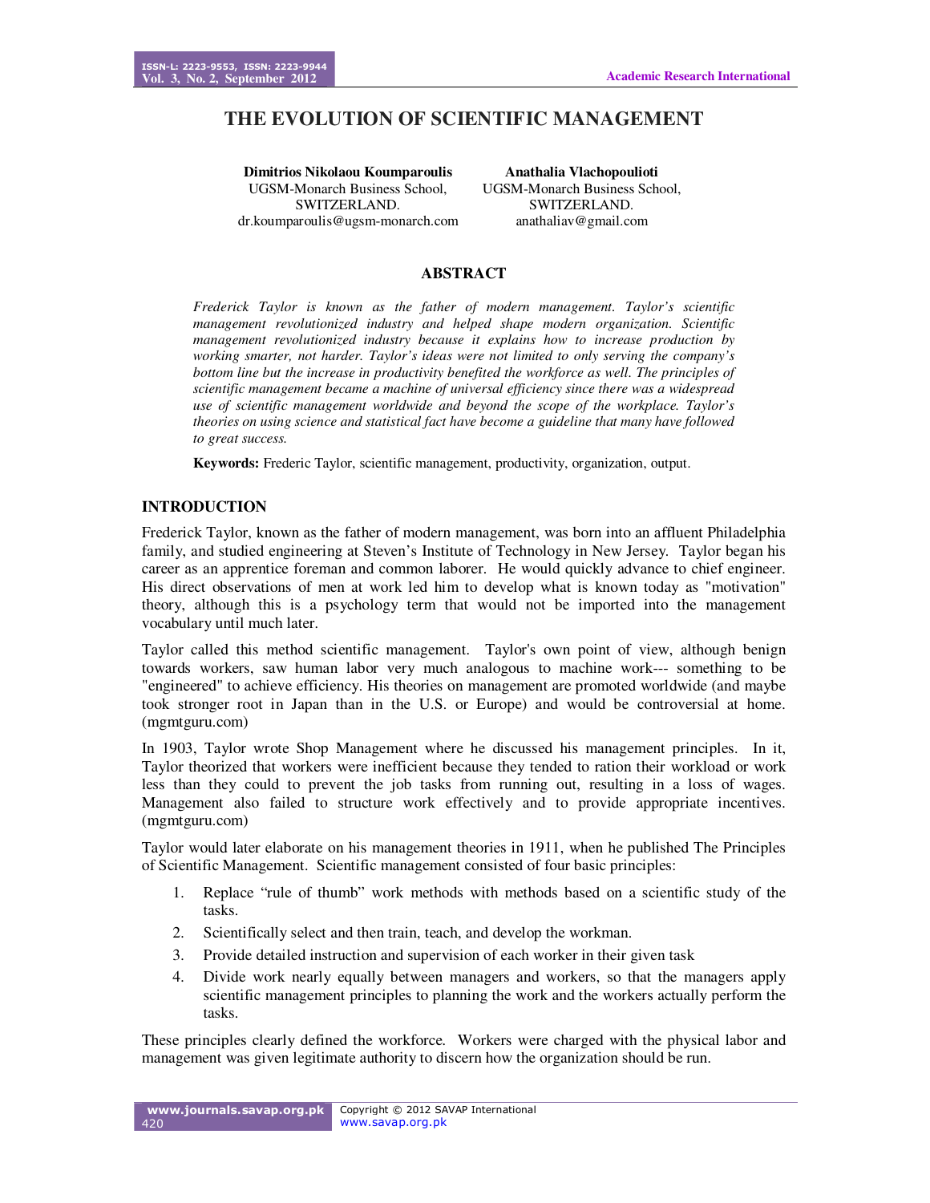# THE EVOLUTION OF SCIENTIFIC MANAGEMENT

**Dimitrios Nikolaou Koumparoulis**
UGSM-Monarch Business School,
SWITZERLAND.
dr.koumparoulis@ugsm-monarch.com

**Anathalia Vlachopoulioti**
UGSM-Monarch Business School,
SWITZERLAND.
anathaliav@gmail.com

## ABSTRACT

*Frederick Taylor is known as the father of modern management. Taylor's scientific management revolutionized industry and helped shape modern organization. Scientific management revolutionized industry because it explains how to increase production by working smarter, not harder. Taylor's ideas were not limited to only serving the company's bottom line but the increase in productivity benefited the workforce as well. The principles of scientific management became a machine of universal efficiency since there was a widespread use of scientific management worldwide and beyond the scope of the workplace. Taylor's theories on using science and statistical fact have become a guideline that many have followed to great success.*

**Keywords:** Frederic Taylor, scientific management, productivity, organization, output.

## INTRODUCTION

Frederick Taylor, known as the father of modern management, was born into an affluent Philadelphia family, and studied engineering at Steven's Institute of Technology in New Jersey. Taylor began his career as an apprentice foreman and common laborer. He would quickly advance to chief engineer. His direct observations of men at work led him to develop what is known today as "motivation" theory, although this is a psychology term that would not be imported into the management vocabulary until much later.

Taylor called this method scientific management. Taylor's own point of view, although benign towards workers, saw human labor very much analogous to machine work--- something to be "engineered" to achieve efficiency. His theories on management are promoted worldwide (and maybe took stronger root in Japan than in the U.S. or Europe) and would be controversial at home. (mgmtguru.com)

In 1903, Taylor wrote Shop Management where he discussed his management principles. In it, Taylor theorized that workers were inefficient because they tended to ration their workload or work less than they could to prevent the job tasks from running out, resulting in a loss of wages. Management also failed to structure work effectively and to provide appropriate incentives. (mgmtguru.com)

Taylor would later elaborate on his management theories in 1911, when he published The Principles of Scientific Management. Scientific management consisted of four basic principles:

1. Replace "rule of thumb" work methods with methods based on a scientific study of the tasks.
2. Scientifically select and then train, teach, and develop the workman.
3. Provide detailed instruction and supervision of each worker in their given task
4. Divide work nearly equally between managers and workers, so that the managers apply scientific management principles to planning the work and the workers actually perform the tasks.

These principles clearly defined the workforce. Workers were charged with the physical labor and management was given legitimate authority to discern how the organization should be run.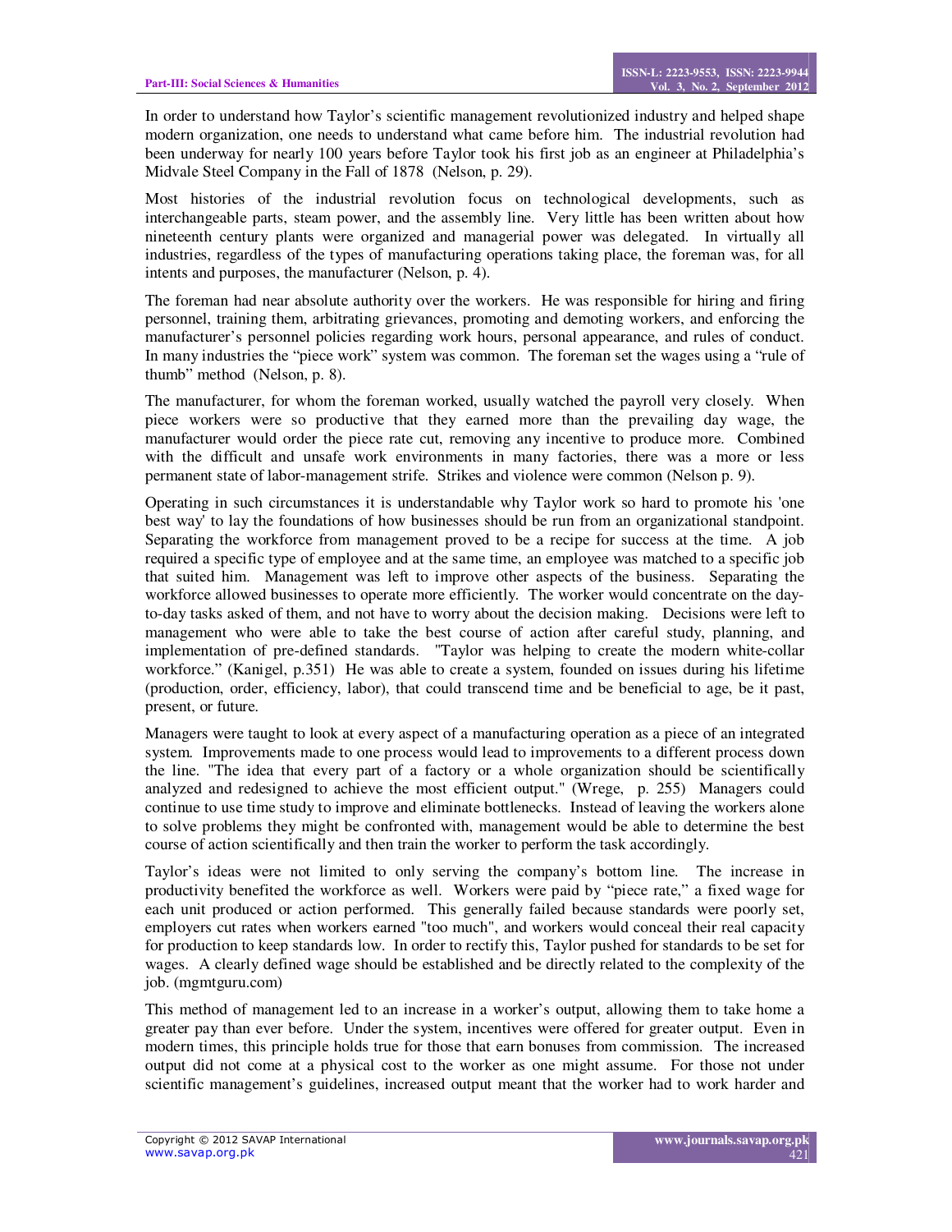In order to understand how Taylor's scientific management revolutionized industry and helped shape modern organization, one needs to understand what came before him. The industrial revolution had been underway for nearly 100 years before Taylor took his first job as an engineer at Philadelphia's Midvale Steel Company in the Fall of 1878 (Nelson, p. 29).

Most histories of the industrial revolution focus on technological developments, such as interchangeable parts, steam power, and the assembly line. Very little has been written about how nineteenth century plants were organized and managerial power was delegated. In virtually all industries, regardless of the types of manufacturing operations taking place, the foreman was, for all intents and purposes, the manufacturer (Nelson, p. 4).

The foreman had near absolute authority over the workers. He was responsible for hiring and firing personnel, training them, arbitrating grievances, promoting and demoting workers, and enforcing the manufacturer's personnel policies regarding work hours, personal appearance, and rules of conduct. In many industries the "piece work" system was common. The foreman set the wages using a "rule of thumb" method (Nelson, p. 8).

The manufacturer, for whom the foreman worked, usually watched the payroll very closely. When piece workers were so productive that they earned more than the prevailing day wage, the manufacturer would order the piece rate cut, removing any incentive to produce more. Combined with the difficult and unsafe work environments in many factories, there was a more or less permanent state of labor-management strife. Strikes and violence were common (Nelson p. 9).

Operating in such circumstances it is understandable why Taylor work so hard to promote his 'one best way' to lay the foundations of how businesses should be run from an organizational standpoint. Separating the workforce from management proved to be a recipe for success at the time. A job required a specific type of employee and at the same time, an employee was matched to a specific job that suited him. Management was left to improve other aspects of the business. Separating the workforce allowed businesses to operate more efficiently. The worker would concentrate on the day-to-day tasks asked of them, and not have to worry about the decision making. Decisions were left to management who were able to take the best course of action after careful study, planning, and implementation of pre-defined standards. "Taylor was helping to create the modern white-collar workforce." (Kanigel, p.351) He was able to create a system, founded on issues during his lifetime (production, order, efficiency, labor), that could transcend time and be beneficial to age, be it past, present, or future.

Managers were taught to look at every aspect of a manufacturing operation as a piece of an integrated system. Improvements made to one process would lead to improvements to a different process down the line. "The idea that every part of a factory or a whole organization should be scientifically analyzed and redesigned to achieve the most efficient output." (Wrege, p. 255) Managers could continue to use time study to improve and eliminate bottlenecks. Instead of leaving the workers alone to solve problems they might be confronted with, management would be able to determine the best course of action scientifically and then train the worker to perform the task accordingly.

Taylor's ideas were not limited to only serving the company's bottom line. The increase in productivity benefited the workforce as well. Workers were paid by "piece rate," a fixed wage for each unit produced or action performed. This generally failed because standards were poorly set, employers cut rates when workers earned "too much", and workers would conceal their real capacity for production to keep standards low. In order to rectify this, Taylor pushed for standards to be set for wages. A clearly defined wage should be established and be directly related to the complexity of the job. (mgmtguru.com)

This method of management led to an increase in a worker's output, allowing them to take home a greater pay than ever before. Under the system, incentives were offered for greater output. Even in modern times, this principle holds true for those that earn bonuses from commission. The increased output did not come at a physical cost to the worker as one might assume. For those not under scientific management's guidelines, increased output meant that the worker had to work harder and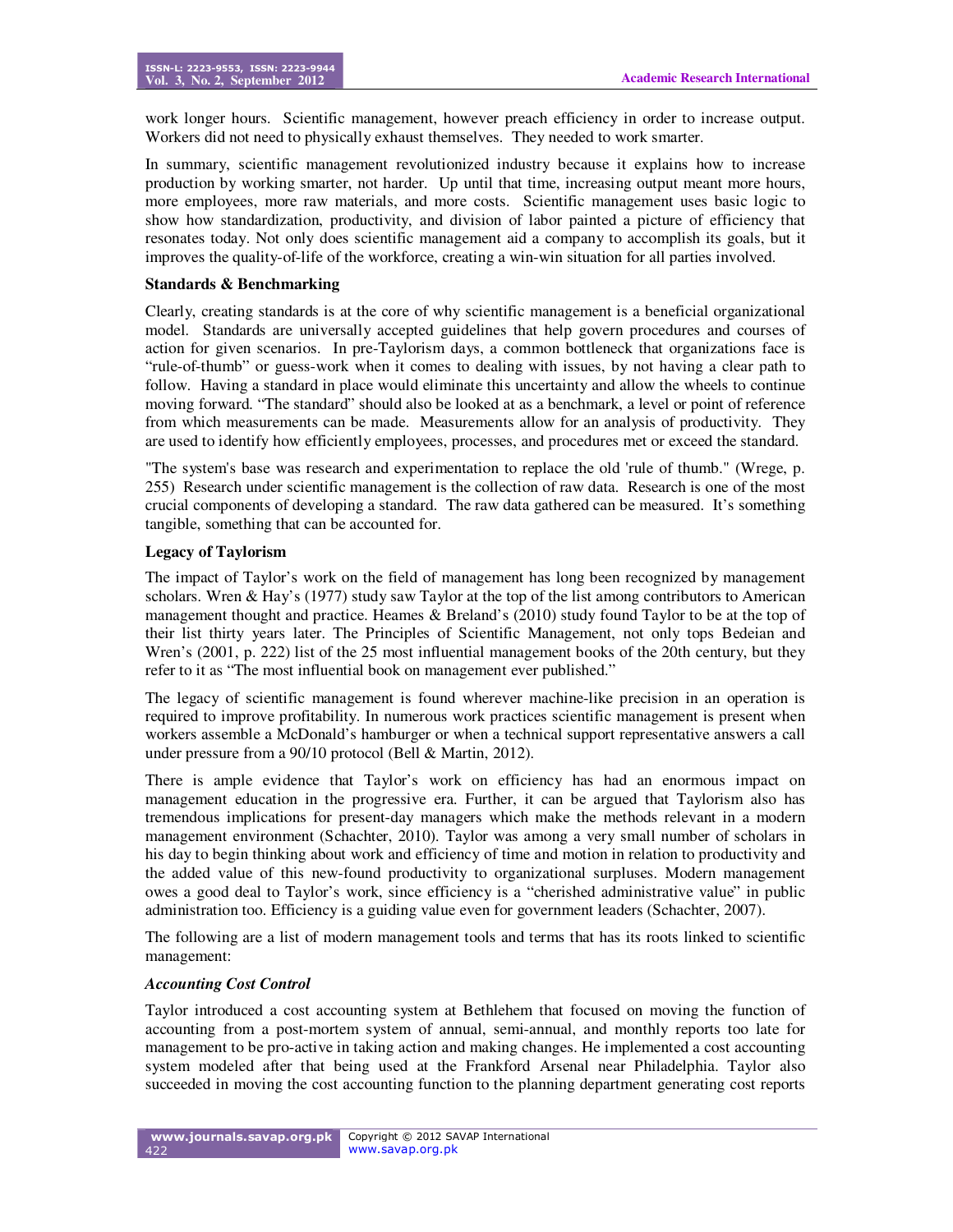work longer hours. Scientific management, however preach efficiency in order to increase output. Workers did not need to physically exhaust themselves. They needed to work smarter.

In summary, scientific management revolutionized industry because it explains how to increase production by working smarter, not harder. Up until that time, increasing output meant more hours, more employees, more raw materials, and more costs. Scientific management uses basic logic to show how standardization, productivity, and division of labor painted a picture of efficiency that resonates today. Not only does scientific management aid a company to accomplish its goals, but it improves the quality-of-life of the workforce, creating a win-win situation for all parties involved.

### Standards & Benchmarking

Clearly, creating standards is at the core of why scientific management is a beneficial organizational model. Standards are universally accepted guidelines that help govern procedures and courses of action for given scenarios. In pre-Taylorism days, a common bottleneck that organizations face is "rule-of-thumb" or guess-work when it comes to dealing with issues, by not having a clear path to follow. Having a standard in place would eliminate this uncertainty and allow the wheels to continue moving forward. "The standard" should also be looked at as a benchmark, a level or point of reference from which measurements can be made. Measurements allow for an analysis of productivity. They are used to identify how efficiently employees, processes, and procedures met or exceed the standard.

"The system's base was research and experimentation to replace the old 'rule of thumb." (Wrege, p. 255) Research under scientific management is the collection of raw data. Research is one of the most crucial components of developing a standard. The raw data gathered can be measured. It's something tangible, something that can be accounted for.

### Legacy of Taylorism

The impact of Taylor's work on the field of management has long been recognized by management scholars. Wren & Hay's (1977) study saw Taylor at the top of the list among contributors to American management thought and practice. Heames & Breland's (2010) study found Taylor to be at the top of their list thirty years later. The Principles of Scientific Management, not only tops Bedeian and Wren's (2001, p. 222) list of the 25 most influential management books of the 20th century, but they refer to it as "The most influential book on management ever published."

The legacy of scientific management is found wherever machine-like precision in an operation is required to improve profitability. In numerous work practices scientific management is present when workers assemble a McDonald's hamburger or when a technical support representative answers a call under pressure from a 90/10 protocol (Bell & Martin, 2012).

There is ample evidence that Taylor's work on efficiency has had an enormous impact on management education in the progressive era. Further, it can be argued that Taylorism also has tremendous implications for present-day managers which make the methods relevant in a modern management environment (Schachter, 2010). Taylor was among a very small number of scholars in his day to begin thinking about work and efficiency of time and motion in relation to productivity and the added value of this new-found productivity to organizational surpluses. Modern management owes a good deal to Taylor's work, since efficiency is a "cherished administrative value" in public administration too. Efficiency is a guiding value even for government leaders (Schachter, 2007).

The following are a list of modern management tools and terms that has its roots linked to scientific management:

#### *Accounting Cost Control*

Taylor introduced a cost accounting system at Bethlehem that focused on moving the function of accounting from a post-mortem system of annual, semi-annual, and monthly reports too late for management to be pro-active in taking action and making changes. He implemented a cost accounting system modeled after that being used at the Frankford Arsenal near Philadelphia. Taylor also succeeded in moving the cost accounting function to the planning department generating cost reports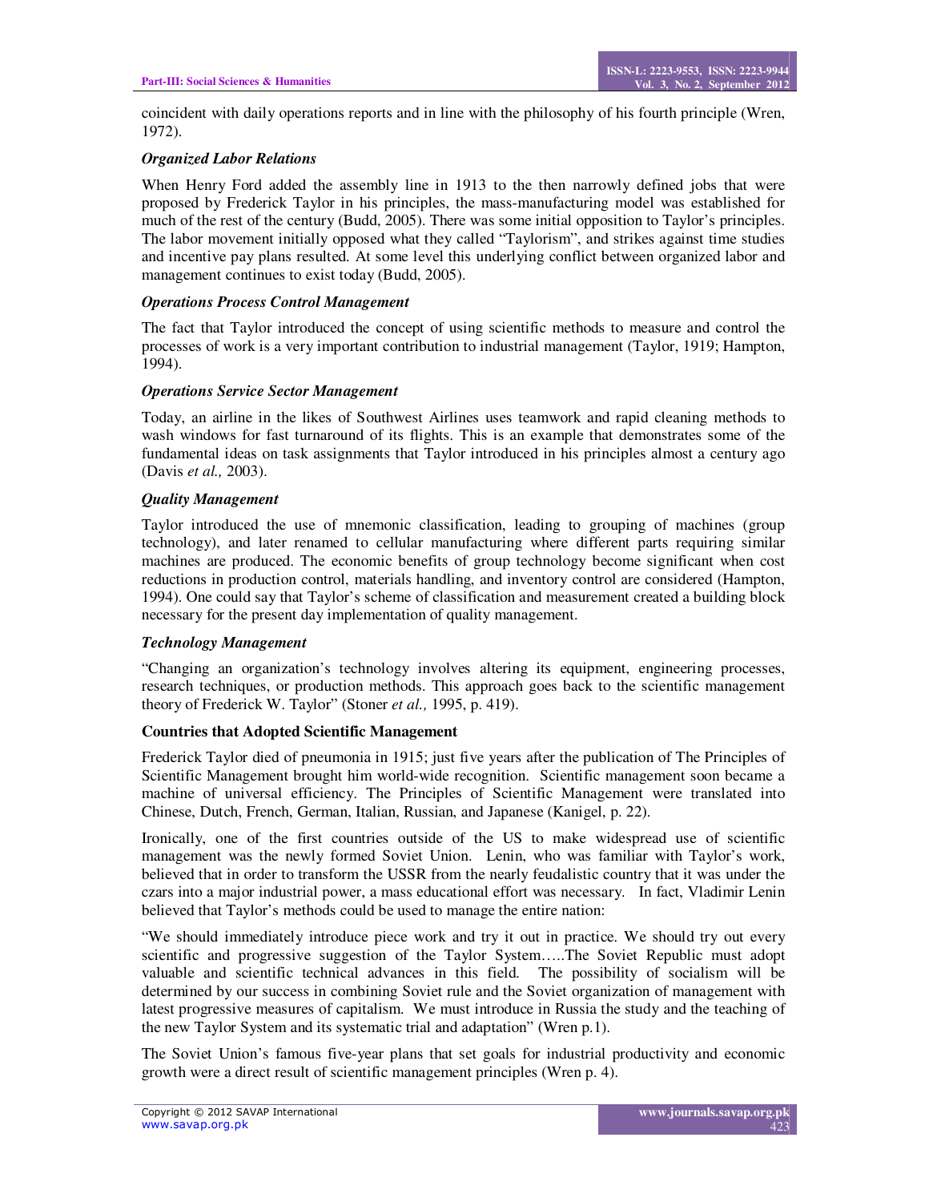coincident with daily operations reports and in line with the philosophy of his fourth principle (Wren, 1972).

### *Organized Labor Relations*

When Henry Ford added the assembly line in 1913 to the then narrowly defined jobs that were proposed by Frederick Taylor in his principles, the mass-manufacturing model was established for much of the rest of the century (Budd, 2005). There was some initial opposition to Taylor's principles. The labor movement initially opposed what they called "Taylorism", and strikes against time studies and incentive pay plans resulted. At some level this underlying conflict between organized labor and management continues to exist today (Budd, 2005).

### *Operations Process Control Management*

The fact that Taylor introduced the concept of using scientific methods to measure and control the processes of work is a very important contribution to industrial management (Taylor, 1919; Hampton, 1994).

### *Operations Service Sector Management*

Today, an airline in the likes of Southwest Airlines uses teamwork and rapid cleaning methods to wash windows for fast turnaround of its flights. This is an example that demonstrates some of the fundamental ideas on task assignments that Taylor introduced in his principles almost a century ago (Davis *et al.,* 2003).

### *Quality Management*

Taylor introduced the use of mnemonic classification, leading to grouping of machines (group technology), and later renamed to cellular manufacturing where different parts requiring similar machines are produced. The economic benefits of group technology become significant when cost reductions in production control, materials handling, and inventory control are considered (Hampton, 1994). One could say that Taylor's scheme of classification and measurement created a building block necessary for the present day implementation of quality management.

### *Technology Management*

"Changing an organization's technology involves altering its equipment, engineering processes, research techniques, or production methods. This approach goes back to the scientific management theory of Frederick W. Taylor" (Stoner *et al.,* 1995, p. 419).

## Countries that Adopted Scientific Management

Frederick Taylor died of pneumonia in 1915; just five years after the publication of The Principles of Scientific Management brought him world-wide recognition. Scientific management soon became a machine of universal efficiency. The Principles of Scientific Management were translated into Chinese, Dutch, French, German, Italian, Russian, and Japanese (Kanigel, p. 22).

Ironically, one of the first countries outside of the US to make widespread use of scientific management was the newly formed Soviet Union. Lenin, who was familiar with Taylor's work, believed that in order to transform the USSR from the nearly feudalistic country that it was under the czars into a major industrial power, a mass educational effort was necessary. In fact, Vladimir Lenin believed that Taylor's methods could be used to manage the entire nation:

"We should immediately introduce piece work and try it out in practice. We should try out every scientific and progressive suggestion of the Taylor System…..The Soviet Republic must adopt valuable and scientific technical advances in this field. The possibility of socialism will be determined by our success in combining Soviet rule and the Soviet organization of management with latest progressive measures of capitalism. We must introduce in Russia the study and the teaching of the new Taylor System and its systematic trial and adaptation" (Wren p.1).

The Soviet Union's famous five-year plans that set goals for industrial productivity and economic growth were a direct result of scientific management principles (Wren p. 4).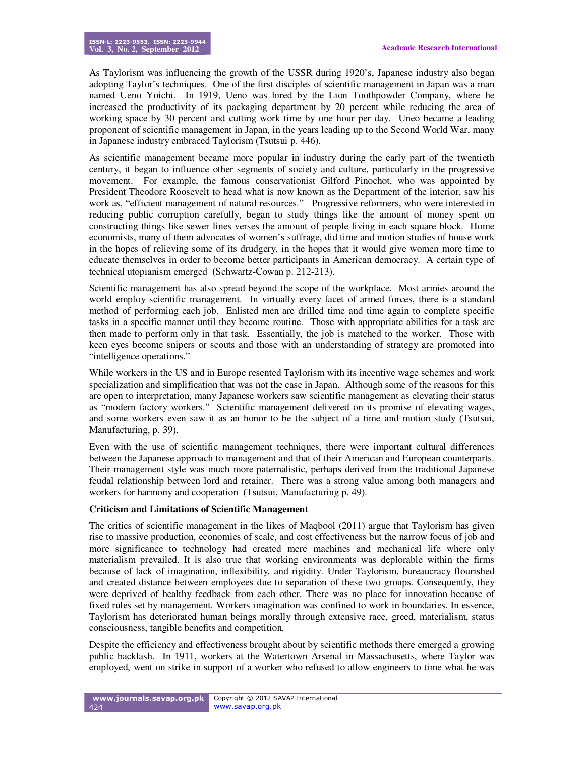As Taylorism was influencing the growth of the USSR during 1920's, Japanese industry also began adopting Taylor's techniques. One of the first disciples of scientific management in Japan was a man named Ueno Yoichi. In 1919, Ueno was hired by the Lion Toothpowder Company, where he increased the productivity of its packaging department by 20 percent while reducing the area of working space by 30 percent and cutting work time by one hour per day. Uneo became a leading proponent of scientific management in Japan, in the years leading up to the Second World War, many in Japanese industry embraced Taylorism (Tsutsui p. 446).

As scientific management became more popular in industry during the early part of the twentieth century, it began to influence other segments of society and culture, particularly in the progressive movement. For example, the famous conservationist Gilford Pinochot, who was appointed by President Theodore Roosevelt to head what is now known as the Department of the interior, saw his work as, "efficient management of natural resources." Progressive reformers, who were interested in reducing public corruption carefully, began to study things like the amount of money spent on constructing things like sewer lines verses the amount of people living in each square block. Home economists, many of them advocates of women's suffrage, did time and motion studies of house work in the hopes of relieving some of its drudgery, in the hopes that it would give women more time to educate themselves in order to become better participants in American democracy. A certain type of technical utopianism emerged (Schwartz-Cowan p. 212-213).

Scientific management has also spread beyond the scope of the workplace. Most armies around the world employ scientific management. In virtually every facet of armed forces, there is a standard method of performing each job. Enlisted men are drilled time and time again to complete specific tasks in a specific manner until they become routine. Those with appropriate abilities for a task are then made to perform only in that task. Essentially, the job is matched to the worker. Those with keen eyes become snipers or scouts and those with an understanding of strategy are promoted into "intelligence operations."

While workers in the US and in Europe resented Taylorism with its incentive wage schemes and work specialization and simplification that was not the case in Japan. Although some of the reasons for this are open to interpretation, many Japanese workers saw scientific management as elevating their status as "modern factory workers." Scientific management delivered on its promise of elevating wages, and some workers even saw it as an honor to be the subject of a time and motion study (Tsutsui, Manufacturing, p. 39).

Even with the use of scientific management techniques, there were important cultural differences between the Japanese approach to management and that of their American and European counterparts. Their management style was much more paternalistic, perhaps derived from the traditional Japanese feudal relationship between lord and retainer. There was a strong value among both managers and workers for harmony and cooperation (Tsutsui, Manufacturing p. 49).

**Criticism and Limitations of Scientific Management**

The critics of scientific management in the likes of Maqbool (2011) argue that Taylorism has given rise to massive production, economies of scale, and cost effectiveness but the narrow focus of job and more significance to technology had created mere machines and mechanical life where only materialism prevailed. It is also true that working environments was deplorable within the firms because of lack of imagination, inflexibility, and rigidity. Under Taylorism, bureaucracy flourished and created distance between employees due to separation of these two groups. Consequently, they were deprived of healthy feedback from each other. There was no place for innovation because of fixed rules set by management. Workers imagination was confined to work in boundaries. In essence, Taylorism has deteriorated human beings morally through extensive race, greed, materialism, status consciousness, tangible benefits and competition.

Despite the efficiency and effectiveness brought about by scientific methods there emerged a growing public backlash. In 1911, workers at the Watertown Arsenal in Massachusetts, where Taylor was employed, went on strike in support of a worker who refused to allow engineers to time what he was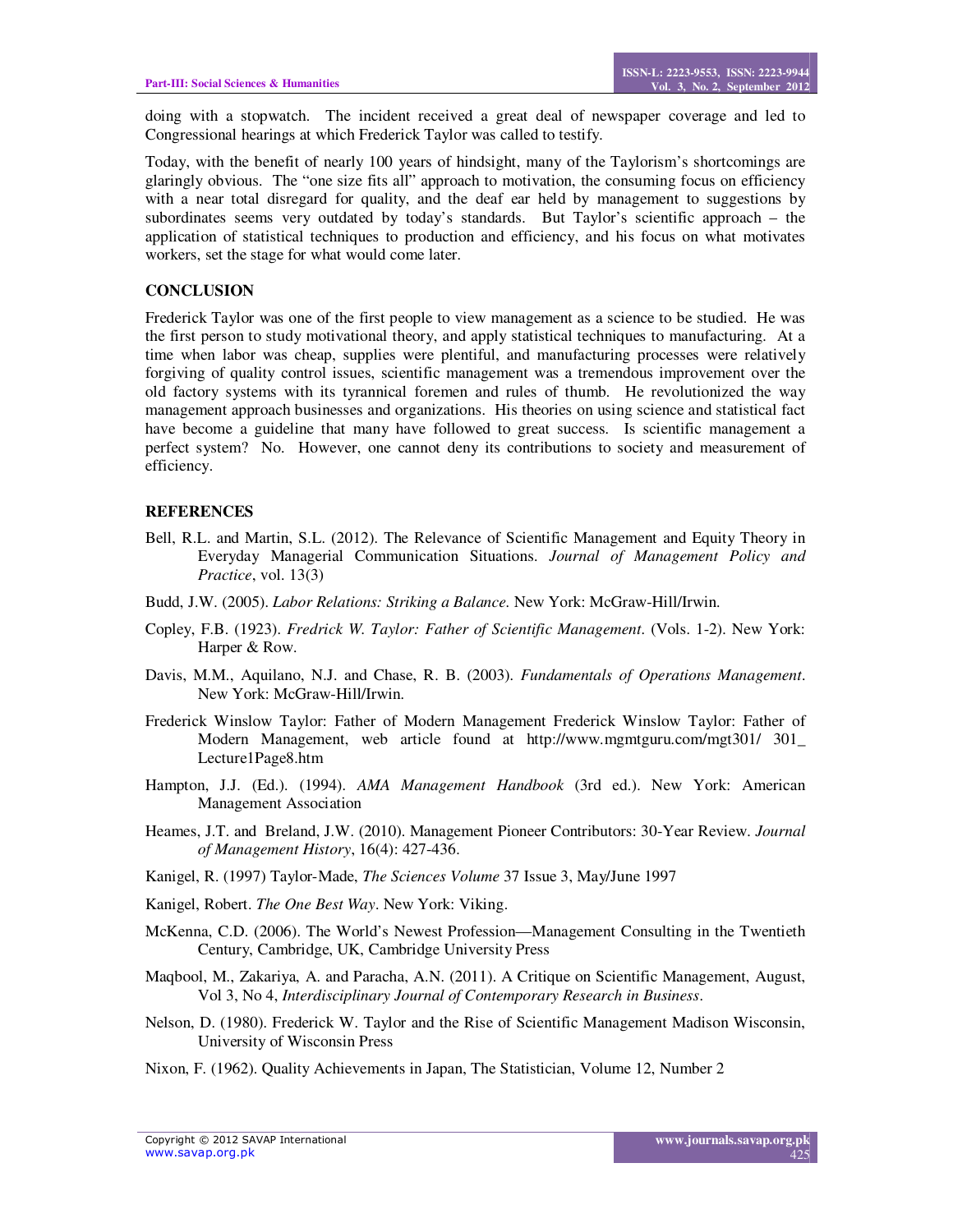doing with a stopwatch. The incident received a great deal of newspaper coverage and led to Congressional hearings at which Frederick Taylor was called to testify.

Today, with the benefit of nearly 100 years of hindsight, many of the Taylorism's shortcomings are glaringly obvious. The "one size fits all" approach to motivation, the consuming focus on efficiency with a near total disregard for quality, and the deaf ear held by management to suggestions by subordinates seems very outdated by today's standards. But Taylor's scientific approach – the application of statistical techniques to production and efficiency, and his focus on what motivates workers, set the stage for what would come later.

## CONCLUSION

Frederick Taylor was one of the first people to view management as a science to be studied. He was the first person to study motivational theory, and apply statistical techniques to manufacturing. At a time when labor was cheap, supplies were plentiful, and manufacturing processes were relatively forgiving of quality control issues, scientific management was a tremendous improvement over the old factory systems with its tyrannical foremen and rules of thumb. He revolutionized the way management approach businesses and organizations. His theories on using science and statistical fact have become a guideline that many have followed to great success. Is scientific management a perfect system? No. However, one cannot deny its contributions to society and measurement of efficiency.

## REFERENCES

Bell, R.L. and Martin, S.L. (2012). The Relevance of Scientific Management and Equity Theory in Everyday Managerial Communication Situations. *Journal of Management Policy and Practice*, vol. 13(3)

Budd, J.W. (2005). *Labor Relations: Striking a Balance*. New York: McGraw-Hill/Irwin.

Copley, F.B. (1923). *Fredrick W. Taylor: Father of Scientific Management*. (Vols. 1-2). New York: Harper & Row.

Davis, M.M., Aquilano, N.J. and Chase, R. B. (2003). *Fundamentals of Operations Management*. New York: McGraw-Hill/Irwin.

Frederick Winslow Taylor: Father of Modern Management Frederick Winslow Taylor: Father of Modern Management, web article found at http://www.mgmtguru.com/mgt301/ 301_ Lecture1Page8.htm

Hampton, J.J. (Ed.). (1994). *AMA Management Handbook* (3rd ed.). New York: American Management Association

Heames, J.T. and Breland, J.W. (2010). Management Pioneer Contributors: 30-Year Review. *Journal of Management History*, 16(4): 427-436.

Kanigel, R. (1997) Taylor-Made, *The Sciences Volume* 37 Issue 3, May/June 1997

Kanigel, Robert. *The One Best Way*. New York: Viking.

McKenna, C.D. (2006). The World's Newest Profession—Management Consulting in the Twentieth Century, Cambridge, UK, Cambridge University Press

Maqbool, M., Zakariya, A. and Paracha, A.N. (2011). A Critique on Scientific Management, August, Vol 3, No 4, *Interdisciplinary Journal of Contemporary Research in Business*.

Nelson, D. (1980). Frederick W. Taylor and the Rise of Scientific Management Madison Wisconsin, University of Wisconsin Press

Nixon, F. (1962). Quality Achievements in Japan, The Statistician, Volume 12, Number 2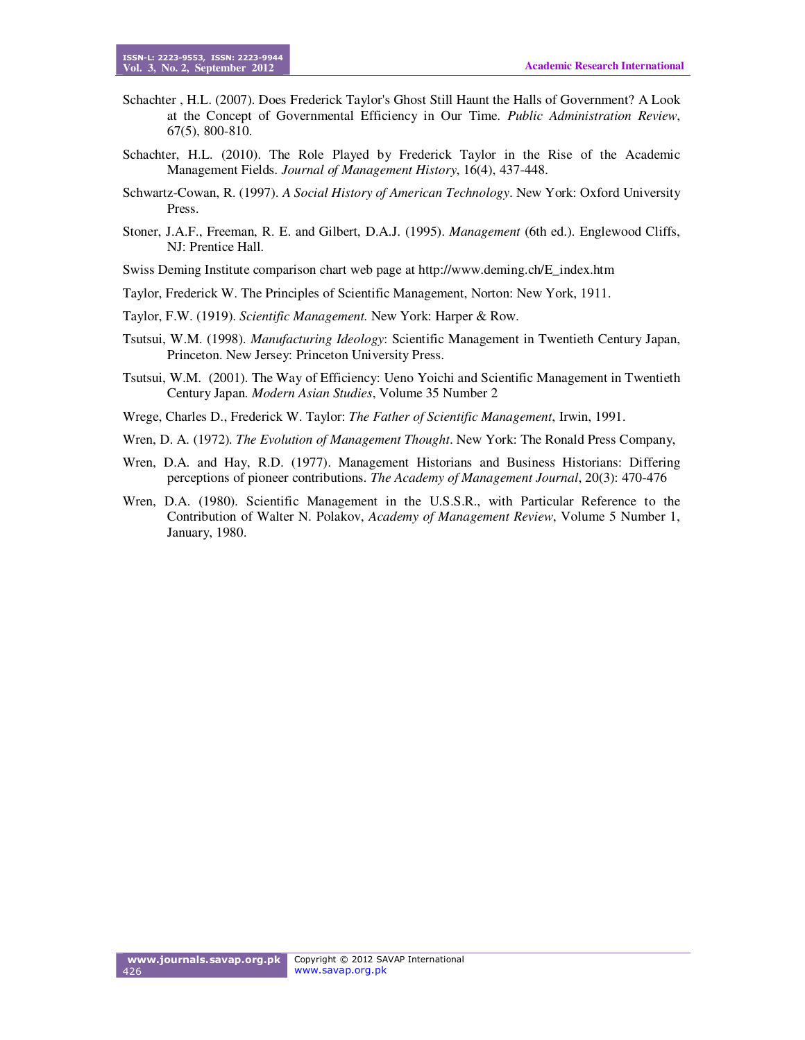Schachter , H.L. (2007). Does Frederick Taylor's Ghost Still Haunt the Halls of Government? A Look at the Concept of Governmental Efficiency in Our Time. *Public Administration Review*, 67(5), 800-810.

Schachter, H.L. (2010). The Role Played by Frederick Taylor in the Rise of the Academic Management Fields. *Journal of Management History*, 16(4), 437-448.

Schwartz-Cowan, R. (1997). *A Social History of American Technology*. New York: Oxford University Press.

Stoner, J.A.F., Freeman, R. E. and Gilbert, D.A.J. (1995). *Management* (6th ed.). Englewood Cliffs, NJ: Prentice Hall.

Swiss Deming Institute comparison chart web page at http://www.deming.ch/E_index.htm

Taylor, Frederick W. The Principles of Scientific Management, Norton: New York, 1911.

Taylor, F.W. (1919). *Scientific Management.* New York: Harper & Row.

Tsutsui, W.M. (1998). *Manufacturing Ideology*: Scientific Management in Twentieth Century Japan, Princeton. New Jersey: Princeton University Press.

Tsutsui, W.M. (2001). The Way of Efficiency: Ueno Yoichi and Scientific Management in Twentieth Century Japan. *Modern Asian Studies*, Volume 35 Number 2

Wrege, Charles D., Frederick W. Taylor: *The Father of Scientific Management*, Irwin, 1991.

Wren, D. A. (1972). *The Evolution of Management Thought*. New York: The Ronald Press Company,

Wren, D.A. and Hay, R.D. (1977). Management Historians and Business Historians: Differing perceptions of pioneer contributions. *The Academy of Management Journal*, 20(3): 470-476

Wren, D.A. (1980). Scientific Management in the U.S.S.R., with Particular Reference to the Contribution of Walter N. Polakov, *Academy of Management Review*, Volume 5 Number 1, January, 1980.